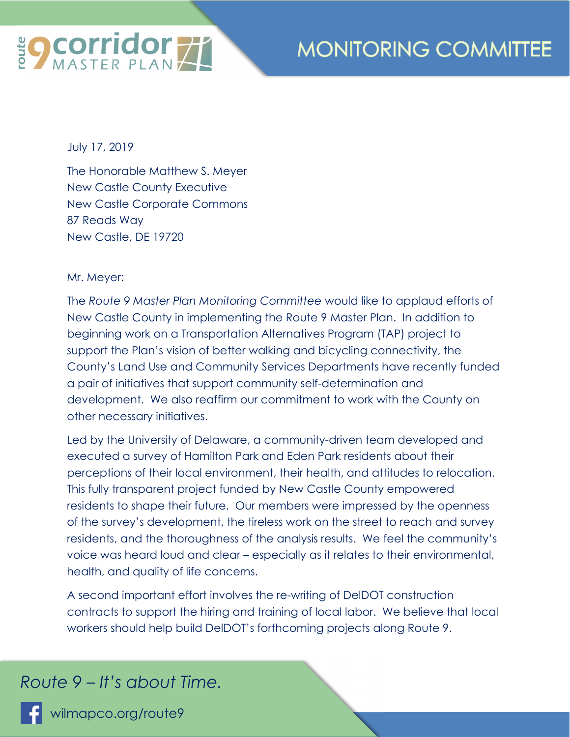route 9 corridor MASTER PLAN

# MONITORING COMMITTEE

July 17, 2019

The Honorable Matthew S. Meyer
New Castle County Executive
New Castle Corporate Commons
87 Reads Way
New Castle, DE 19720

Mr. Meyer:

The *Route 9 Master Plan Monitoring Committee* would like to applaud efforts of New Castle County in implementing the Route 9 Master Plan. In addition to beginning work on a Transportation Alternatives Program (TAP) project to support the Plan's vision of better walking and bicycling connectivity, the County's Land Use and Community Services Departments have recently funded a pair of initiatives that support community self-determination and development. We also reaffirm our commitment to work with the County on other necessary initiatives.

Led by the University of Delaware, a community-driven team developed and executed a survey of Hamilton Park and Eden Park residents about their perceptions of their local environment, their health, and attitudes to relocation. This fully transparent project funded by New Castle County empowered residents to shape their future. Our members were impressed by the openness of the survey's development, the tireless work on the street to reach and survey residents, and the thoroughness of the analysis results. We feel the community's voice was heard loud and clear – especially as it relates to their environmental, health, and quality of life concerns.

A second important effort involves the re-writing of DelDOT construction contracts to support the hiring and training of local labor. We believe that local workers should help build DelDOT's forthcoming projects along Route 9.

*Route 9 – It's about Time.*

wilmapco.org/route9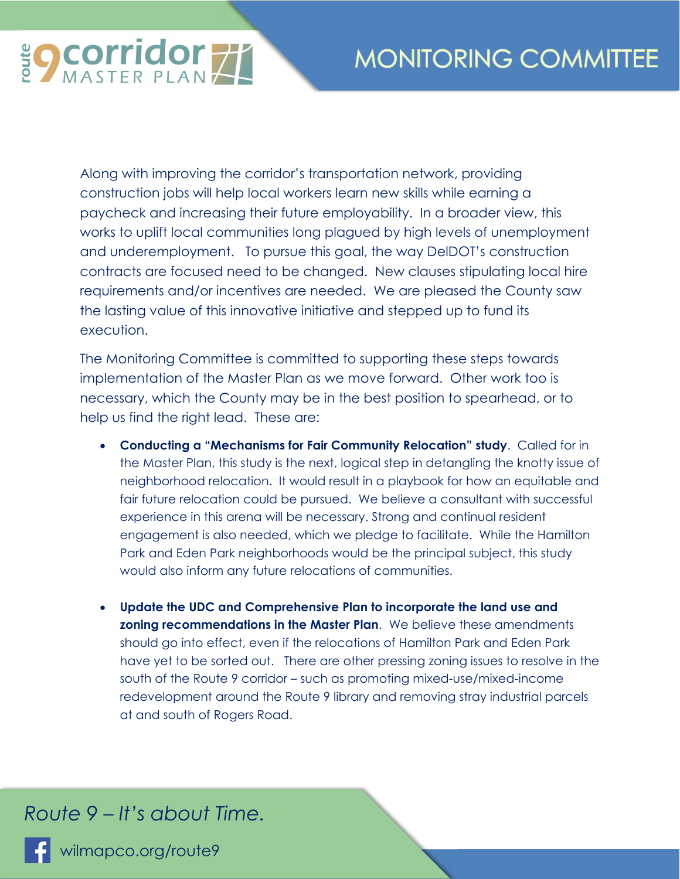Along with improving the corridor's transportation network, providing construction jobs will help local workers learn new skills while earning a paycheck and increasing their future employability. In a broader view, this works to uplift local communities long plagued by high levels of unemployment and underemployment. To pursue this goal, the way DelDOT's construction contracts are focused need to be changed. New clauses stipulating local hire requirements and/or incentives are needed. We are pleased the County saw the lasting value of this innovative initiative and stepped up to fund its execution.

The Monitoring Committee is committed to supporting these steps towards implementation of the Master Plan as we move forward. Other work too is necessary, which the County may be in the best position to spearhead, or to help us find the right lead. These are:

- **Conducting a "Mechanisms for Fair Community Relocation" study**. Called for in the Master Plan, this study is the next, logical step in detangling the knotty issue of neighborhood relocation. It would result in a playbook for how an equitable and fair future relocation could be pursued. We believe a consultant with successful experience in this arena will be necessary. Strong and continual resident engagement is also needed, which we pledge to facilitate. While the Hamilton Park and Eden Park neighborhoods would be the principal subject, this study would also inform any future relocations of communities.

- **Update the UDC and Comprehensive Plan to incorporate the land use and zoning recommendations in the Master Plan**. We believe these amendments should go into effect, even if the relocations of Hamilton Park and Eden Park have yet to be sorted out. There are other pressing zoning issues to resolve in the south of the Route 9 corridor – such as promoting mixed-use/mixed-income redevelopment around the Route 9 library and removing stray industrial parcels at and south of Rogers Road.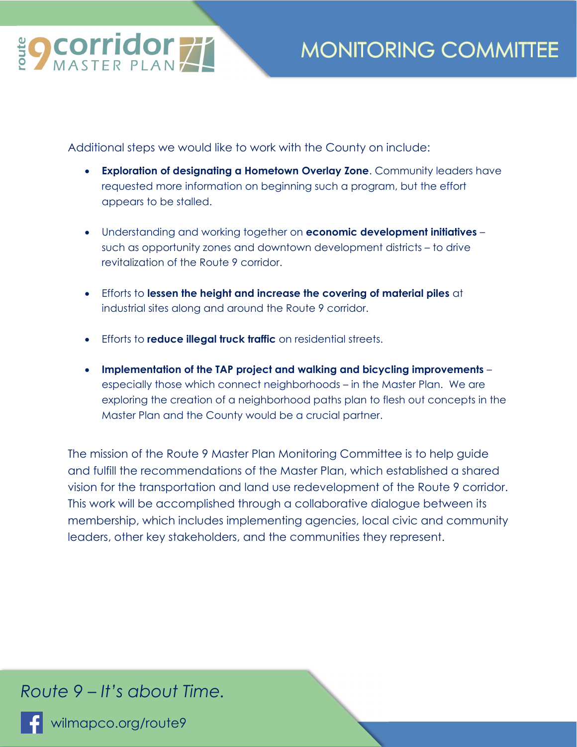Additional steps we would like to work with the County on include:

- **Exploration of designating a Hometown Overlay Zone**. Community leaders have requested more information on beginning such a program, but the effort appears to be stalled.
- Understanding and working together on **economic development initiatives** – such as opportunity zones and downtown development districts – to drive revitalization of the Route 9 corridor.
- Efforts to **lessen the height and increase the covering of material piles** at industrial sites along and around the Route 9 corridor.
- Efforts to **reduce illegal truck traffic** on residential streets.
- **Implementation of the TAP project and walking and bicycling improvements** – especially those which connect neighborhoods – in the Master Plan. We are exploring the creation of a neighborhood paths plan to flesh out concepts in the Master Plan and the County would be a crucial partner.

The mission of the Route 9 Master Plan Monitoring Committee is to help guide and fulfill the recommendations of the Master Plan, which established a shared vision for the transportation and land use redevelopment of the Route 9 corridor. This work will be accomplished through a collaborative dialogue between its membership, which includes implementing agencies, local civic and community leaders, other key stakeholders, and the communities they represent.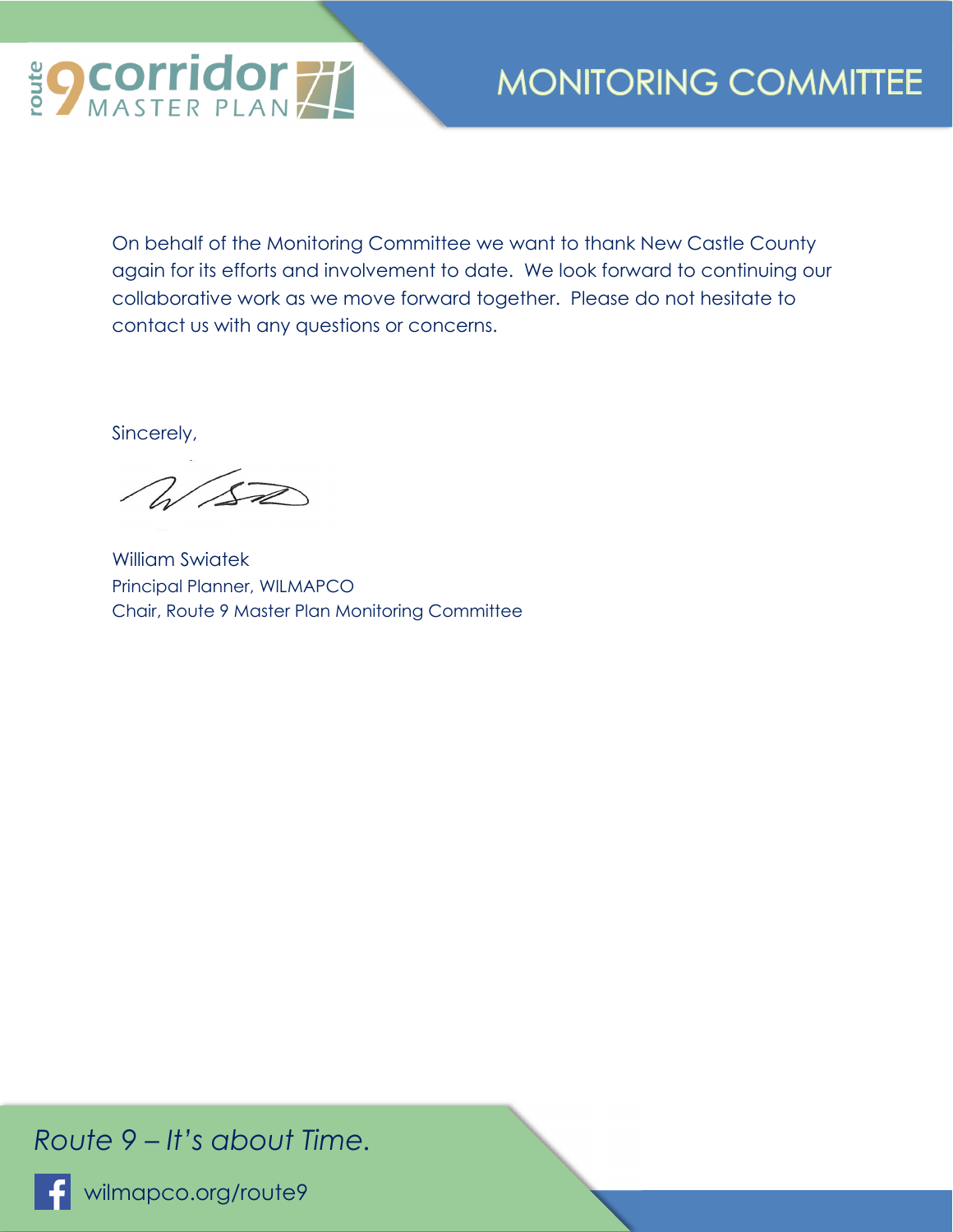On behalf of the Monitoring Committee we want to thank New Castle County again for its efforts and involvement to date. We look forward to continuing our collaborative work as we move forward together. Please do not hesitate to contact us with any questions or concerns.

Sincerely,

William Swiatek
Principal Planner, WILMAPCO
Chair, Route 9 Master Plan Monitoring Committee